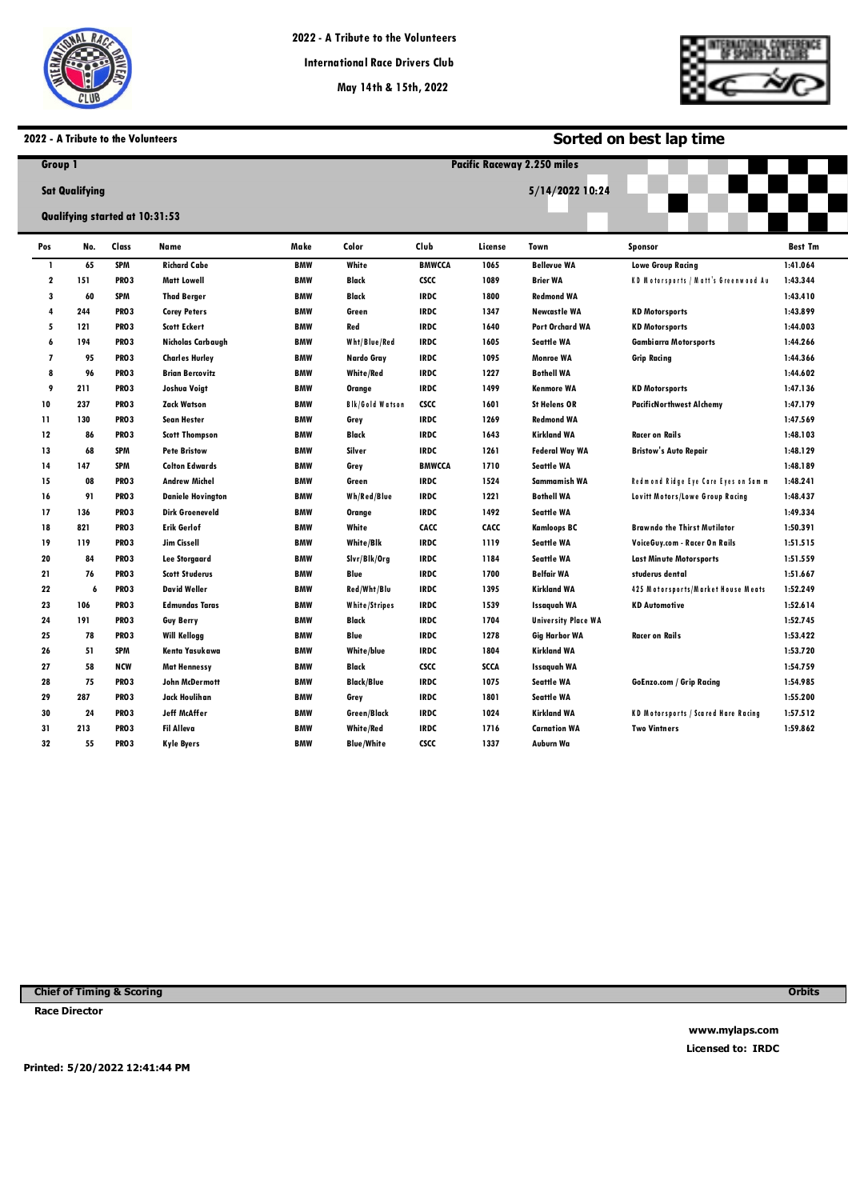# 2022 - A Tribute to the Volunteers

International Race Drivers Club

May 14th & 15th, 2022

## 2022 - A Tribute to the Volunteers

## Sorted on best lap time

**Group 1**

**Pacific Raceway 2.250 miles**

**Sat Qualifying**

**5/14/2022 10:24**

**Qualifying started at 10:31:53**

| Pos | No. | Class | Name | Make | Color | Club | License | Town | Sponsor | Best Tm |
|---|---|---|---|---|---|---|---|---|---|---|
| 1 | 65 | SPM | Richard Cabe | BMW | White | BMWCCA | 1065 | Bellevue WA | Lowe Group Racing | 1:41.064 |
| 2 | 151 | PRO3 | Matt Lowell | BMW | Black | CSCC | 1089 | Brier WA | KD Motorsports / Matt's Greenwood Au | 1:43.344 |
| 3 | 60 | SPM | Thad Berger | BMW | Black | IRDC | 1800 | Redmond WA | | 1:43.410 |
| 4 | 244 | PRO3 | Corey Peters | BMW | Green | IRDC | 1347 | Newcastle WA | KD Motorsports | 1:43.899 |
| 5 | 121 | PRO3 | Scott Eckert | BMW | Red | IRDC | 1640 | Port Orchard WA | KD Motorsports | 1:44.003 |
| 6 | 194 | PRO3 | Nicholas Carbaugh | BMW | Wht/Blue/Red | IRDC | 1605 | Seattle WA | Gambiarra Motorsports | 1:44.266 |
| 7 | 95 | PRO3 | Charles Hurley | BMW | Nardo Gray | IRDC | 1095 | Monroe WA | Grip Racing | 1:44.366 |
| 8 | 96 | PRO3 | Brian Bercovitz | BMW | White/Red | IRDC | 1227 | Bothell WA | | 1:44.602 |
| 9 | 211 | PRO3 | Joshua Voigt | BMW | Orange | IRDC | 1499 | Kenmore WA | KD Motorsports | 1:47.136 |
| 10 | 237 | PRO3 | Zack Watson | BMW | Blk/Gold Watson | CSCC | 1601 | St Helens OR | PacificNorthwest Alchemy | 1:47.179 |
| 11 | 130 | PRO3 | Sean Hester | BMW | Grey | IRDC | 1269 | Redmond WA | | 1:47.569 |
| 12 | 86 | PRO3 | Scott Thompson | BMW | Black | IRDC | 1643 | Kirkland WA | Racer on Rails | 1:48.103 |
| 13 | 68 | SPM | Pete Bristow | BMW | Silver | IRDC | 1261 | Federal Way WA | Bristow's Auto Repair | 1:48.129 |
| 14 | 147 | SPM | Colton Edwards | BMW | Grey | BMWCCA | 1710 | Seattle WA | | 1:48.189 |
| 15 | 08 | PRO3 | Andrew Michel | BMW | Green | IRDC | 1524 | Sammamish WA | Redmond Ridge Eye Care Eyes on Samm | 1:48.241 |
| 16 | 91 | PRO3 | Daniele Hovington | BMW | Wh/Red/Blue | IRDC | 1221 | Bothell WA | Lovitt Motors/Lowe Group Racing | 1:48.437 |
| 17 | 136 | PRO3 | Dirk Groeneveld | BMW | Orange | IRDC | 1492 | Seattle WA | | 1:49.334 |
| 18 | 821 | PRO3 | Erik Gerlof | BMW | White | CACC | CACC | Kamloops BC | Brawndo the Thirst Mutilator | 1:50.391 |
| 19 | 119 | PRO3 | Jim Cissell | BMW | White/Blk | IRDC | 1119 | Seattle WA | VoiceGuy.com - Racer On Rails | 1:51.515 |
| 20 | 84 | PRO3 | Lee Storgaard | BMW | Slvr/Blk/Org | IRDC | 1184 | Seattle WA | Last Minute Motorsports | 1:51.559 |
| 21 | 76 | PRO3 | Scott Studerus | BMW | Blue | IRDC | 1700 | Belfair WA | studerus dental | 1:51.667 |
| 22 | 6 | PRO3 | David Weller | BMW | Red/Wht/Blu | IRDC | 1395 | Kirkland WA | 425 Motorsports/Market House Meats | 1:52.249 |
| 23 | 106 | PRO3 | Edmundas Taras | BMW | White/Stripes | IRDC | 1539 | Issaquah WA | KD Automotive | 1:52.614 |
| 24 | 191 | PRO3 | Guy Berry | BMW | Black | IRDC | 1704 | University Place WA | | 1:52.745 |
| 25 | 78 | PRO3 | Will Kellogg | BMW | Blue | IRDC | 1278 | Gig Harbor WA | Racer on Rails | 1:53.422 |
| 26 | 51 | SPM | Kenta Yasukawa | BMW | White/blue | IRDC | 1804 | Kirkland WA | | 1:53.720 |
| 27 | 58 | NCW | Mat Hennessy | BMW | Black | CSCC | SCCA | Issaquah WA | | 1:54.759 |
| 28 | 75 | PRO3 | John McDermott | BMW | Black/Blue | IRDC | 1075 | Seattle WA | GoEnzo.com / Grip Racing | 1:54.985 |
| 29 | 287 | PRO3 | Jack Houlihan | BMW | Grey | IRDC | 1801 | Seattle WA | | 1:55.200 |
| 30 | 24 | PRO3 | Jeff McAffer | BMW | Green/Black | IRDC | 1024 | Kirkland WA | KD Motorsports / Scared Hare Racing | 1:57.512 |
| 31 | 213 | PRO3 | Fil Alleva | BMW | White/Red | IRDC | 1716 | Carnation WA | Two Vintners | 1:59.862 |
| 32 | 55 | PRO3 | Kyle Byers | BMW | Blue/White | CSCC | 1337 | Auburn Wa | | |

**Chief of Timing & Scoring** — **Orbits**

**Race Director**

www.mylaps.com

Licensed to: IRDC

Printed: 5/20/2022 12:41:44 PM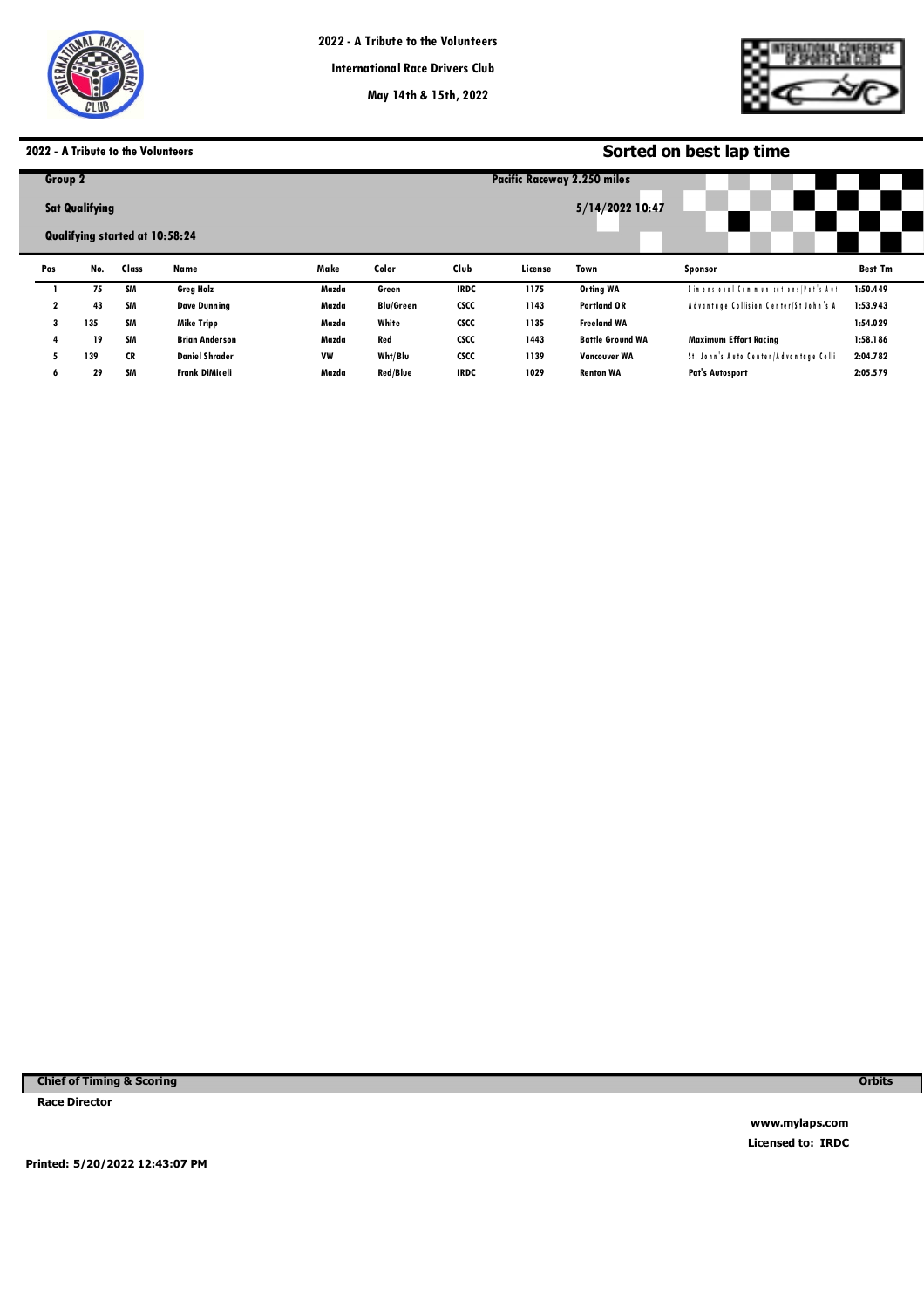2022 - A Tribute to the Volunteers

International Race Drivers Club

May 14th & 15th, 2022

## 2022 - A Tribute to the Volunteers

## Sorted on best lap time

**Group 2** | Pacific Raceway 2.250 miles

**Sat Qualifying** | 5/14/2022 10:47

**Qualifying started at 10:58:24**

| Pos | No. | Class | Name | Make | Color | Club | License | Town | Sponsor | Best Tm |
|---|---|---|---|---|---|---|---|---|---|---|
| 1 | 75 | SM | Greg Holz | Mazda | Green | IRDC | 1175 | Orting WA | Dimensional Communications/Pat's Aut | 1:50.449 |
| 2 | 43 | SM | Dave Dunning | Mazda | Blu/Green | CSCC | 1143 | Portland OR | Advantage Collision Center/St John's A | 1:53.943 |
| 3 | 135 | SM | Mike Tripp | Mazda | White | CSCC | 1135 | Freeland WA | | 1:54.029 |
| 4 | 19 | SM | Brian Anderson | Mazda | Red | CSCC | 1443 | Battle Ground WA | Maximum Effort Racing | 1:58.186 |
| 5 | 139 | CR | Daniel Shrader | VW | Wht/Blu | CSCC | 1139 | Vancouver WA | St. John's Auto Center/Advantage Colli | 2:04.782 |
| 6 | 29 | SM | Frank DiMiceli | Mazda | Red/Blue | IRDC | 1029 | Renton WA | Pat's Autosport | 2:05.579 |

**Chief of Timing & Scoring** | **Orbits**

**Race Director**

**www.mylaps.com**
**Licensed to: IRDC**

**Printed: 5/20/2022 12:43:07 PM**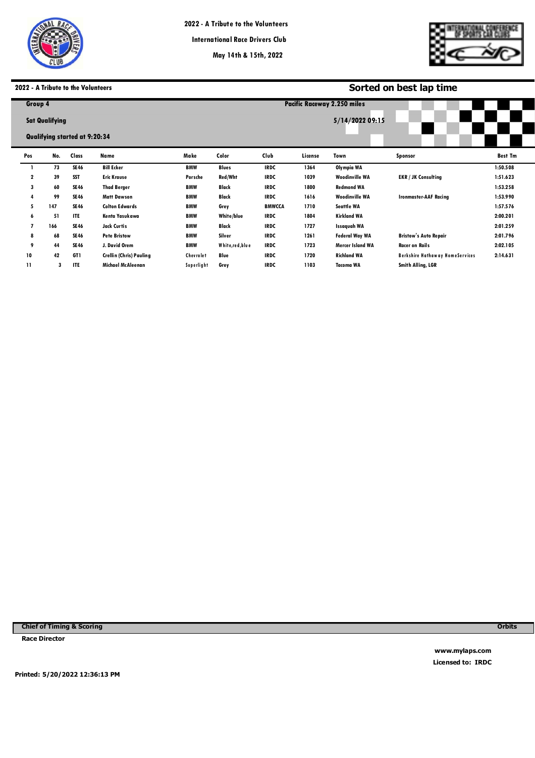2022 - A Tribute to the Volunteers

International Race Drivers Club

May 14th & 15th, 2022

## 2022 - A Tribute to the Volunteers

**Sorted on best lap time**

**Group 4** — Pacific Raceway 2.250 miles

**Sat Qualifying** — 5/14/2022 09:15

**Qualifying started at 9:20:34**

| Pos | No. | Class | Name | Make | Color | Club | License | Town | Sponsor | Best Tm |
|---|---|---|---|---|---|---|---|---|---|---|
| 1 | 73 | SE46 | Bill Ecker | BMW | Blues | IRDC | 1364 | Olympia WA | | 1:50.508 |
| 2 | 39 | SST | Eric Krause | Porsche | Red/Wht | IRDC | 1039 | Woodinville WA | EKR / JK Consulting | 1:51.623 |
| 3 | 60 | SE46 | Thad Berger | BMW | Black | IRDC | 1800 | Redmond WA | | 1:53.258 |
| 4 | 99 | SE46 | Matt Dawson | BMW | Black | IRDC | 1616 | Woodinville WA | Ironmaster-AAF Racing | 1:53.990 |
| 5 | 147 | SE46 | Colton Edwards | BMW | Grey | BMWCCA | 1710 | Seattle WA | | 1:57.576 |
| 6 | 51 | ITE | Kenta Yasukawa | BMW | White/blue | IRDC | 1804 | Kirkland WA | | 2:00.201 |
| 7 | 166 | SE46 | Jack Curtis | BMW | Black | IRDC | 1727 | Issaquah WA | | 2:01.259 |
| 8 | 68 | SE46 | Pete Bristow | BMW | Silver | IRDC | 1261 | Federal Way WA | Bristow's Auto Repair | 2:01.796 |
| 9 | 44 | SE46 | J. David Orem | BMW | White,red,blue | IRDC | 1723 | Mercer Island WA | Racer on Rails | 2:02.105 |
| 10 | 42 | GT1 | Crellin (Chris) Pauling | Chevrolet | Blue | IRDC | 1720 | Richland WA | Berkshire Hathaway HomeServices | 2:14.631 |
| 11 | 3 | ITE | Michael McAleenan | Superlight | Grey | IRDC | 1103 | Tacoma WA | Smith Alling, LGR | |

**Chief of Timing & Scoring** **Orbits**

**Race Director**

www.mylaps.com

Licensed to: IRDC

Printed: 5/20/2022 12:36:13 PM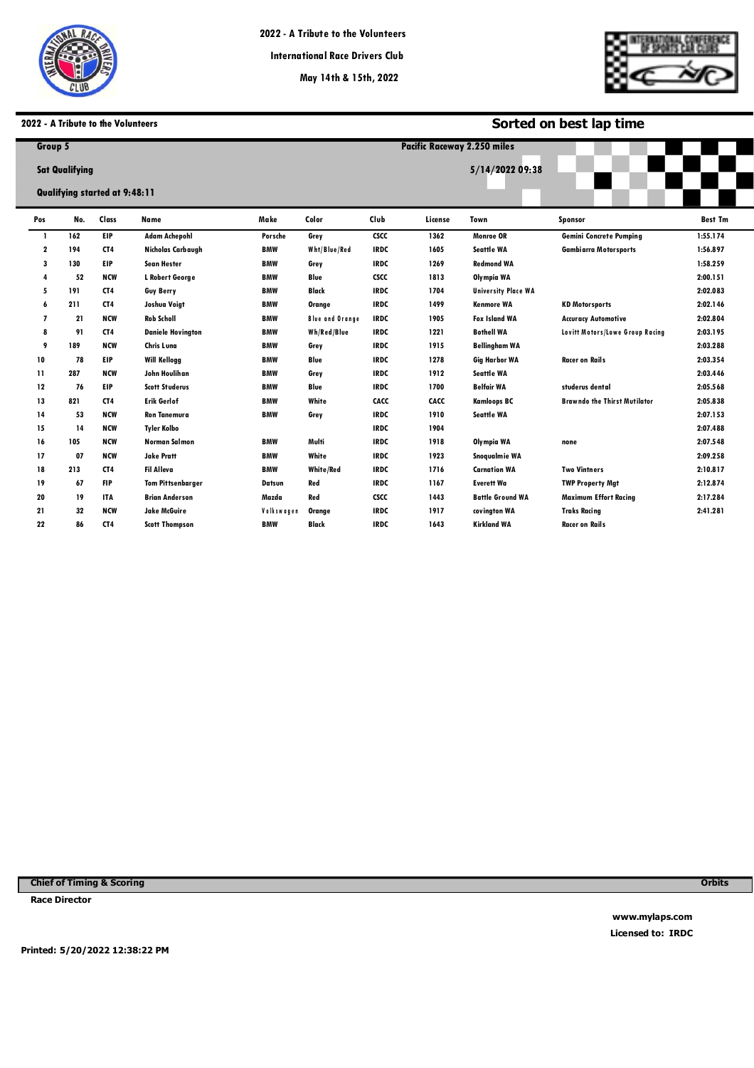2022 - A Tribute to the Volunteers

International Race Drivers Club

May 14th & 15th, 2022

## 2022 - A Tribute to the Volunteers

## Sorted on best lap time

**Group 5** — **Pacific Raceway 2.250 miles**

**Sat Qualifying** — **5/14/2022 09:38**

**Qualifying started at 9:48:11**

| Pos | No. | Class | Name | Make | Color | Club | License | Town | Sponsor | Best Tm |
|---|---|---|---|---|---|---|---|---|---|---|
| 1 | 162 | EIP | Adam Achepohl | Porsche | Grey | CSCC | 1362 | Monroe OR | Gemini Concrete Pumping | 1:55.174 |
| 2 | 194 | CT4 | Nicholas Carbaugh | BMW | Wht/Blue/Red | IRDC | 1605 | Seattle WA | Gambiarra Motorsports | 1:56.897 |
| 3 | 130 | EIP | Sean Hester | BMW | Grey | IRDC | 1269 | Redmond WA | | 1:58.259 |
| 4 | 52 | NCW | L Robert George | BMW | Blue | CSCC | 1813 | Olympia WA | | 2:00.151 |
| 5 | 191 | CT4 | Guy Berry | BMW | Black | IRDC | 1704 | University Place WA | | 2:02.083 |
| 6 | 211 | CT4 | Joshua Voigt | BMW | Orange | IRDC | 1499 | Kenmore WA | KD Motorsports | 2:02.146 |
| 7 | 21 | NCW | Rob Scholl | BMW | Blue and Orange | IRDC | 1905 | Fox Island WA | Accuracy Automotive | 2:02.804 |
| 8 | 91 | CT4 | Daniele Hovington | BMW | Wh/Red/Blue | IRDC | 1221 | Bothell WA | Lovitt Motors/Lowe Group Racing | 2:03.195 |
| 9 | 189 | NCW | Chris Luna | BMW | Grey | IRDC | 1915 | Bellingham WA | | 2:03.288 |
| 10 | 78 | EIP | Will Kellogg | BMW | Blue | IRDC | 1278 | Gig Harbor WA | Racer on Rails | 2:03.354 |
| 11 | 287 | NCW | John Houlihan | BMW | Grey | IRDC | 1912 | Seattle WA | | 2:03.446 |
| 12 | 76 | EIP | Scott Studerus | BMW | Blue | IRDC | 1700 | Belfair WA | studerus dental | 2:05.568 |
| 13 | 821 | CT4 | Erik Gerlof | BMW | White | CACC | CACC | Kamloops BC | Brawndo the Thirst Mutilator | 2:05.838 |
| 14 | 53 | NCW | Ron Tanemura | BMW | Grey | IRDC | 1910 | Seattle WA | | 2:07.153 |
| 15 | 14 | NCW | Tyler Kolbo | | | IRDC | 1904 | | | 2:07.488 |
| 16 | 105 | NCW | Norman Salmon | BMW | Multi | IRDC | 1918 | Olympia WA | none | 2:07.548 |
| 17 | 07 | NCW | Jake Pratt | BMW | White | IRDC | 1923 | Snoqualmie WA | | 2:09.258 |
| 18 | 213 | CT4 | Fil Alleva | BMW | White/Red | IRDC | 1716 | Carnation WA | Two Vintners | 2:10.817 |
| 19 | 67 | FIP | Tom Pittsenbarger | Datsun | Red | IRDC | 1167 | Everett Wa | TWP Property Mgt | 2:12.874 |
| 20 | 19 | ITA | Brian Anderson | Mazda | Red | CSCC | 1443 | Battle Ground WA | Maximum Effort Racing | 2:17.284 |
| 21 | 32 | NCW | Jake McGuire | Volkswagen | Orange | IRDC | 1917 | covington WA | Traks Racing | 2:41.281 |
| 22 | 86 | CT4 | Scott Thompson | BMW | Black | IRDC | 1643 | Kirkland WA | Racer on Rails | |

**Chief of Timing & Scoring** — **Orbits**

**Race Director**

www.mylaps.com

Licensed to: IRDC

Printed: 5/20/2022 12:38:22 PM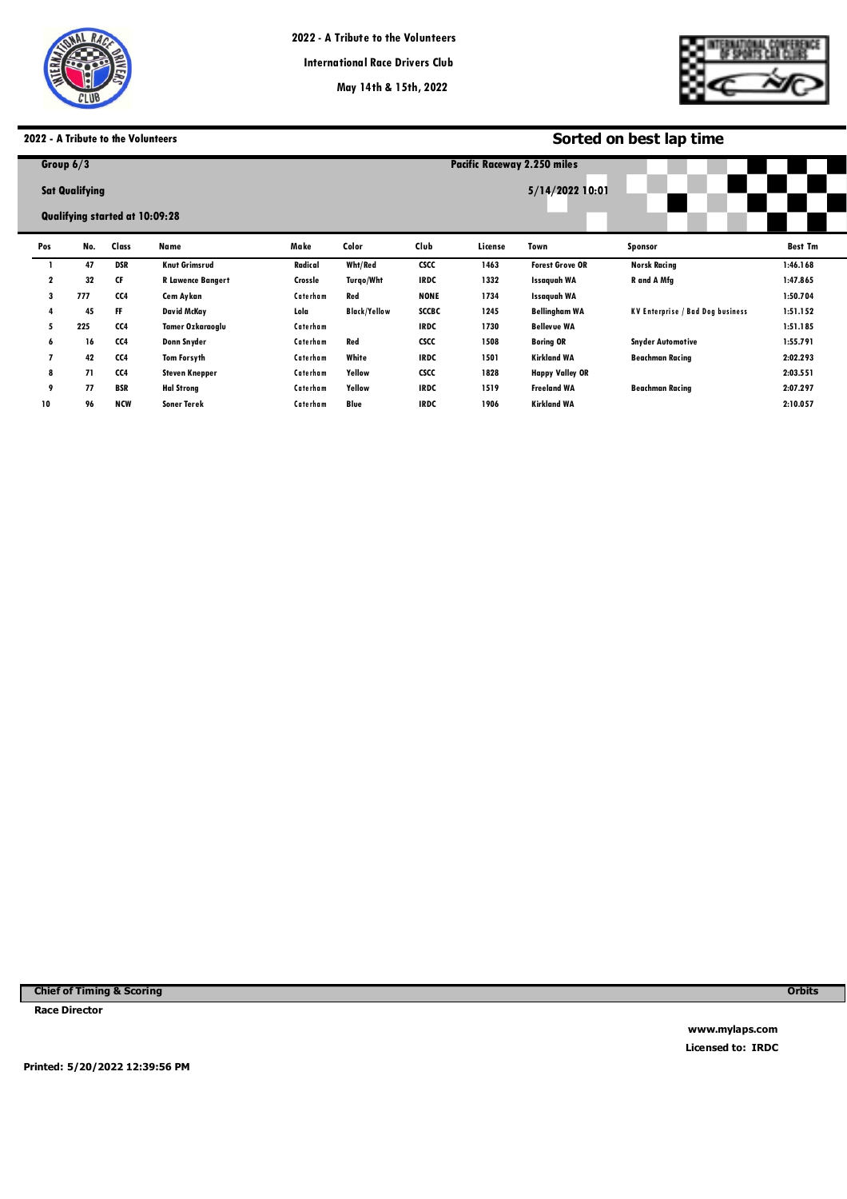# 2022 - A Tribute to the Volunteers

International Race Drivers Club

May 14th & 15th, 2022

**2022 - A Tribute to the Volunteers**

## Sorted on best lap time

**Group 6/3** — **Pacific Raceway 2.250 miles**

**Sat Qualifying** — **5/14/2022 10:01**

**Qualifying started at 10:09:28**

| Pos | No. | Class | Name | Make | Color | Club | License | Town | Sponsor | Best Tm |
|---|---|---|---|---|---|---|---|---|---|---|
| 1 | 47 | DSR | Knut Grimsrud | Radical | Wht/Red | CSCC | 1463 | Forest Grove OR | Norsk Racing | 1:46.168 |
| 2 | 32 | CF | R Lawence Bangert | Crossle | Turqo/Wht | IRDC | 1332 | Issaquah WA | R and A Mfg | 1:47.865 |
| 3 | 777 | CC4 | Cem Aykan | Caterham | Red | NONE | 1734 | Issaquah WA | | 1:50.704 |
| 4 | 45 | FF | David McKay | Lola | Black/Yellow | SCCBC | 1245 | Bellingham WA | KV Enterprise / Bad Dog business | 1:51.152 |
| 5 | 225 | CC4 | Tamer Ozkaraoglu | Caterham | | IRDC | 1730 | Bellevue WA | | 1:51.185 |
| 6 | 16 | CC4 | Donn Snyder | Caterham | Red | CSCC | 1508 | Boring OR | Snyder Automotive | 1:55.791 |
| 7 | 42 | CC4 | Tom Forsyth | Caterham | White | IRDC | 1501 | Kirkland WA | Beachman Racing | 2:02.293 |
| 8 | 71 | CC4 | Steven Knepper | Caterham | Yellow | CSCC | 1828 | Happy Valley OR | | 2:03.551 |
| 9 | 77 | BSR | Hal Strong | Caterham | Yellow | IRDC | 1519 | Freeland WA | Beachman Racing | 2:07.297 |
| 10 | 96 | NCW | Soner Terek | Caterham | Blue | IRDC | 1906 | Kirkland WA | | 2:10.057 |

**Chief of Timing & Scoring** — **Orbits**

**Race Director**

www.mylaps.com

Licensed to: IRDC

Printed: 5/20/2022 12:39:56 PM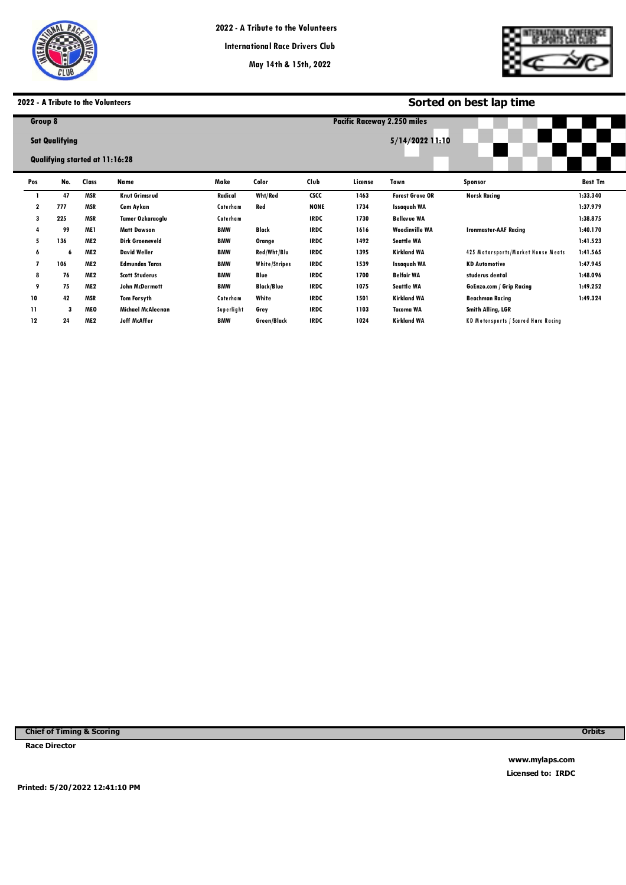2022 - A Tribute to the Volunteers

International Race Drivers Club

May 14th & 15th, 2022

## 2022 - A Tribute to the Volunteers

## Sorted on best lap time

**Group 8**

**Sat Qualifying**

**Qualifying started at 11:16:28**

Pacific Raceway 2.250 miles

5/14/2022 11:10

| Pos | No. | Class | Name | Make | Color | Club | License | Town | Sponsor | Best Tm |
|---|---|---|---|---|---|---|---|---|---|---|
| 1 | 47 | MSR | Knut Grimsrud | Radical | Wht/Red | CSCC | 1463 | Forest Grove OR | Norsk Racing | 1:33.340 |
| 2 | 777 | MSR | Cem Aykan | Caterham | Red | NONE | 1734 | Issaquah WA | | 1:37.979 |
| 3 | 225 | MSR | Tamer Ozkaraoglu | Caterham | | IRDC | 1730 | Bellevue WA | | 1:38.875 |
| 4 | 99 | ME1 | Matt Dawson | BMW | Black | IRDC | 1616 | Woodinville WA | Ironmaster-AAF Racing | 1:40.170 |
| 5 | 136 | ME2 | Dirk Groeneveld | BMW | Orange | IRDC | 1492 | Seattle WA | | 1:41.523 |
| 6 | 6 | ME2 | David Weller | BMW | Red/Wht/Blu | IRDC | 1395 | Kirkland WA | 425 Motorsports/Market House Meats | 1:41.565 |
| 7 | 106 | ME2 | Edmundas Taras | BMW | White/Stripes | IRDC | 1539 | Issaquah WA | KD Automotive | 1:47.945 |
| 8 | 76 | ME2 | Scott Studerus | BMW | Blue | IRDC | 1700 | Belfair WA | studerus dental | 1:48.096 |
| 9 | 75 | ME2 | John McDermott | BMW | Black/Blue | IRDC | 1075 | Seattle WA | GoEnzo.com / Grip Racing | 1:49.252 |
| 10 | 42 | MSR | Tom Forsyth | Caterham | White | IRDC | 1501 | Kirkland WA | Beachman Racing | 1:49.324 |
| 11 | 3 | MEO | Michael McAleenan | Superlight | Grey | IRDC | 1103 | Tacoma WA | Smith Alling, LGR | |
| 12 | 24 | ME2 | Jeff McAffer | BMW | Green/Black | IRDC | 1024 | Kirkland WA | KD Motorsports / Scared Hare Racing | |

**Chief of Timing & Scoring** **Orbits**

**Race Director**

www.mylaps.com

Licensed to: IRDC

Printed: 5/20/2022 12:41:10 PM